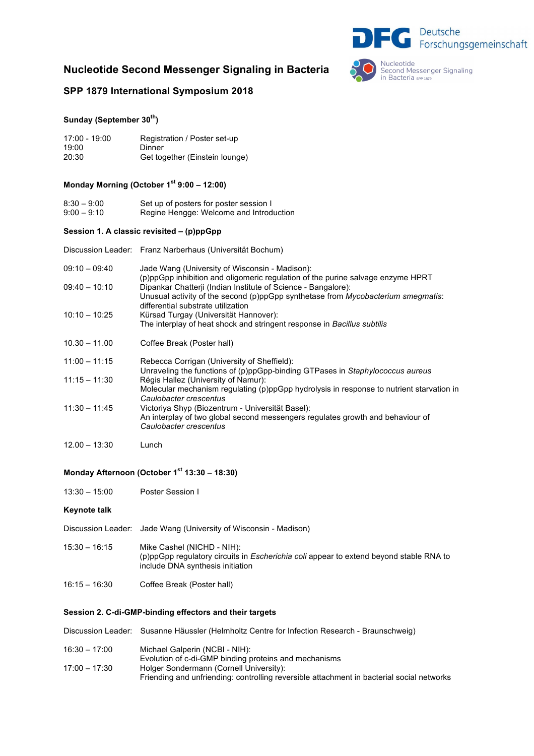Deutsche Forschungsgemeinschaft

Nucleotide Second Messenger Signaling in Bacteria SPP 1879

# Nucleotide Second Messenger Signaling in Bacteria

## SPP 1879 International Symposium 2018

### Sunday (September 30th)

| | |
|---|---|
| 17:00 - 19:00 | Registration / Poster set-up |
| 19:00 | Dinner |
| 20:30 | Get together (Einstein lounge) |

### Monday Morning (October 1st 9:00 – 12:00)

| | |
|---|---|
| 8:30 – 9:00 | Set up of posters for poster session I |
| 9:00 – 9:10 | Regine Hengge: Welcome and Introduction |

**Session 1. A classic revisited – (p)ppGpp**

Discussion Leader: Franz Narberhaus (Universität Bochum)

| | |
|---|---|
| 09:10 – 09:40 | Jade Wang (University of Wisconsin - Madison):<br>(p)ppGpp inhibition and oligomeric regulation of the purine salvage enzyme HPRT |
| 09:40 – 10:10 | Dipankar Chatterji (Indian Institute of Science - Bangalore):<br>Unusual activity of the second (p)ppGpp synthetase from *Mycobacterium smegmatis*: differential substrate utilization |
| 10:10 – 10:25 | Kürsad Turgay (Universität Hannover):<br>The interplay of heat shock and stringent response in *Bacillus subtilis* |
| 10.30 – 11.00 | Coffee Break (Poster hall) |
| 11:00 – 11:15 | Rebecca Corrigan (University of Sheffield):<br>Unraveling the functions of (p)ppGpp-binding GTPases in *Staphylococcus aureus* |
| 11:15 – 11:30 | Régis Hallez (University of Namur):<br>Molecular mechanism regulating (p)ppGpp hydrolysis in response to nutrient starvation in *Caulobacter crescentus* |
| 11:30 – 11:45 | Victoriya Shyp (Biozentrum - Universität Basel):<br>An interplay of two global second messengers regulates growth and behaviour of *Caulobacter crescentus* |
| 12.00 – 13:30 | Lunch |

### Monday Afternoon (October 1st 13:30 – 18:30)

| | |
|---|---|
| 13:30 – 15:00 | Poster Session I |

**Keynote talk**

Discussion Leader: Jade Wang (University of Wisconsin - Madison)

| | |
|---|---|
| 15:30 – 16:15 | Mike Cashel (NICHD - NIH):<br>(p)ppGpp regulatory circuits in *Escherichia coli* appear to extend beyond stable RNA to include DNA synthesis initiation |
| 16:15 – 16:30 | Coffee Break (Poster hall) |

**Session 2. C-di-GMP-binding effectors and their targets**

Discussion Leader: Susanne Häussler (Helmholtz Centre for Infection Research - Braunschweig)

| | |
|---|---|
| 16:30 – 17:00 | Michael Galperin (NCBI - NIH):<br>Evolution of c-di-GMP binding proteins and mechanisms |
| 17:00 – 17:30 | Holger Sondermann (Cornell University):<br>Friending and unfriending: controlling reversible attachment in bacterial social networks |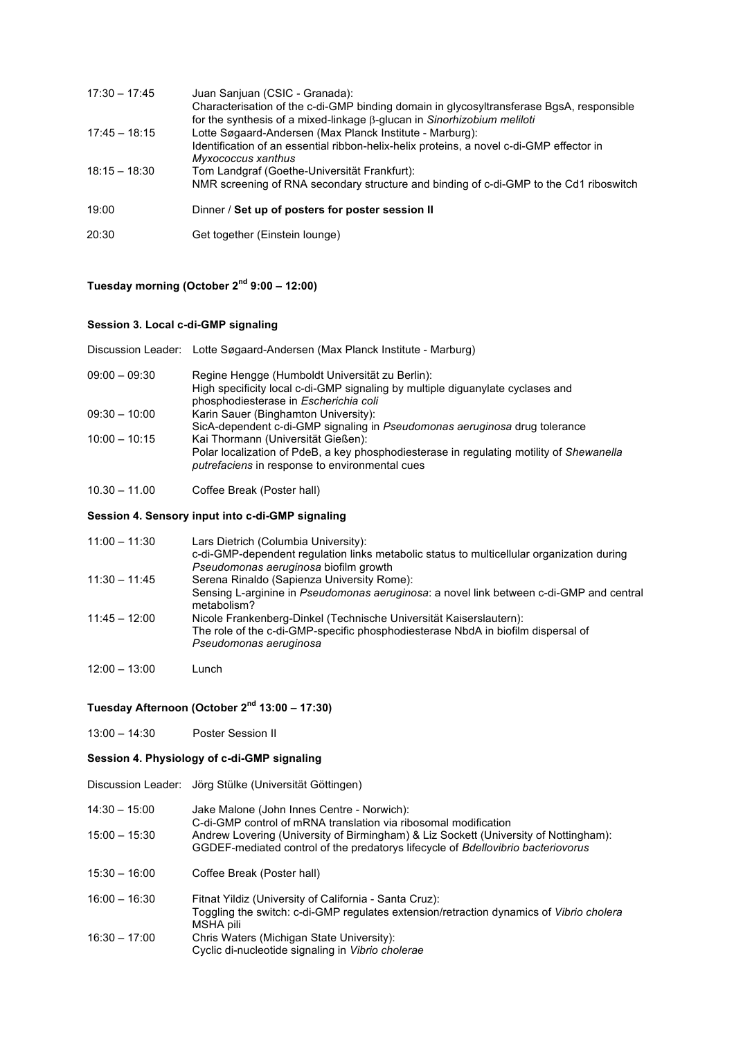| | |
|---|---|
| 17:30 – 17:45 | Juan Sanjuan (CSIC - Granada):<br>Characterisation of the c-di-GMP binding domain in glycosyltransferase BgsA, responsible for the synthesis of a mixed-linkage β-glucan in *Sinorhizobium meliloti* |
| 17:45 – 18:15 | Lotte Søgaard-Andersen (Max Planck Institute - Marburg):<br>Identification of an essential ribbon-helix-helix proteins, a novel c-di-GMP effector in *Myxococcus xanthus* |
| 18:15 – 18:30 | Tom Landgraf (Goethe-Universität Frankfurt):<br>NMR screening of RNA secondary structure and binding of c-di-GMP to the Cd1 riboswitch |
| 19:00 | Dinner / **Set up of posters for poster session II** |
| 20:30 | Get together (Einstein lounge) |

## Tuesday morning (October 2nd 9:00 – 12:00)

### Session 3. Local c-di-GMP signaling

Discussion Leader: Lotte Søgaard-Andersen (Max Planck Institute - Marburg)

| | |
|---|---|
| 09:00 – 09:30 | Regine Hengge (Humboldt Universität zu Berlin):<br>High specificity local c-di-GMP signaling by multiple diguanylate cyclases and phosphodiesterase in *Escherichia coli* |
| 09:30 – 10:00 | Karin Sauer (Binghamton University):<br>SicA-dependent c-di-GMP signaling in *Pseudomonas aeruginosa* drug tolerance |
| 10:00 – 10:15 | Kai Thormann (Universität Gießen):<br>Polar localization of PdeB, a key phosphodiesterase in regulating motility of *Shewanella putrefaciens* in response to environmental cues |
| 10.30 – 11.00 | Coffee Break (Poster hall) |

### Session 4. Sensory input into c-di-GMP signaling

| | |
|---|---|
| 11:00 – 11:30 | Lars Dietrich (Columbia University):<br>c-di-GMP-dependent regulation links metabolic status to multicellular organization during *Pseudomonas aeruginosa* biofilm growth |
| 11:30 – 11:45 | Serena Rinaldo (Sapienza University Rome):<br>Sensing L-arginine in *Pseudomonas aeruginosa*: a novel link between c-di-GMP and central metabolism? |
| 11:45 – 12:00 | Nicole Frankenberg-Dinkel (Technische Universität Kaiserslautern):<br>The role of the c-di-GMP-specific phosphodiesterase NbdA in biofilm dispersal of *Pseudomonas aeruginosa* |
| 12:00 – 13:00 | Lunch |

## Tuesday Afternoon (October 2nd 13:00 – 17:30)

| | |
|---|---|
| 13:00 – 14:30 | Poster Session II |

### Session 4. Physiology of c-di-GMP signaling

Discussion Leader: Jörg Stülke (Universität Göttingen)

| | |
|---|---|
| 14:30 – 15:00 | Jake Malone (John Innes Centre - Norwich):<br>C-di-GMP control of mRNA translation via ribosomal modification |
| 15:00 – 15:30 | Andrew Lovering (University of Birmingham) & Liz Sockett (University of Nottingham):<br>GGDEF-mediated control of the predatorys lifecycle of *Bdellovibrio bacteriovorus* |
| 15:30 – 16:00 | Coffee Break (Poster hall) |
| 16:00 – 16:30 | Fitnat Yildiz (University of California - Santa Cruz):<br>Toggling the switch: c-di-GMP regulates extension/retraction dynamics of *Vibrio cholera* MSHA pili |
| 16:30 – 17:00 | Chris Waters (Michigan State University):<br>Cyclic di-nucleotide signaling in *Vibrio cholerae* |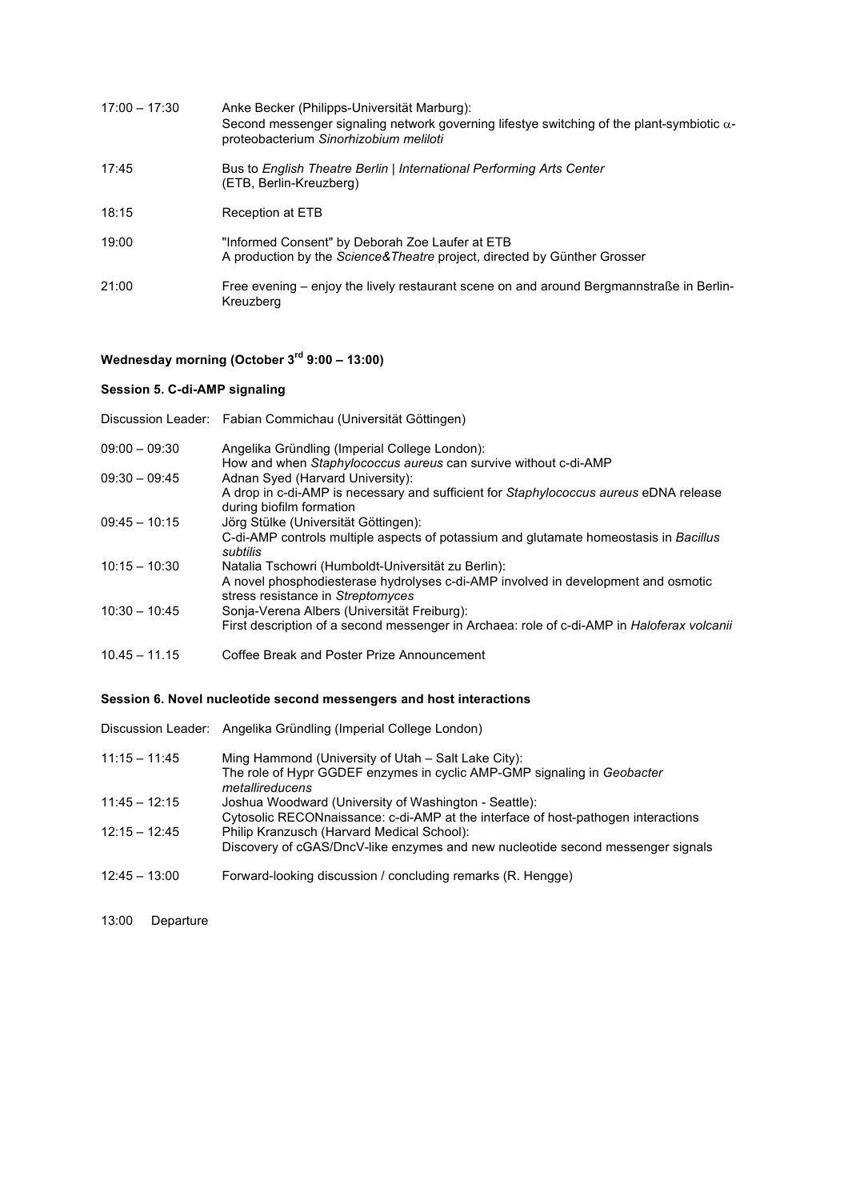| | |
|---|---|
| 17:00 – 17:30 | Anke Becker (Philipps-Universität Marburg):<br>Second messenger signaling network governing lifestye switching of the plant-symbiotic $\alpha$-proteobacterium *Sinorhizobium meliloti* |
| 17:45 | Bus to *English Theatre Berlin \| International Performing Arts Center* (ETB, Berlin-Kreuzberg) |
| 18:15 | Reception at ETB |
| 19:00 | "Informed Consent" by Deborah Zoe Laufer at ETB<br>A production by the *Science&Theatre* project, directed by Günther Grosser |
| 21:00 | Free evening – enjoy the lively restaurant scene on and around Bergmannstraße in Berlin-Kreuzberg |

### Wednesday morning (October 3rd 9:00 – 13:00)

#### Session 5. C-di-AMP signaling

Discussion Leader: Fabian Commichau (Universität Göttingen)

| | |
|---|---|
| 09:00 – 09:30 | Angelika Gründling (Imperial College London):<br>How and when *Staphylococcus aureus* can survive without c-di-AMP |
| 09:30 – 09:45 | Adnan Syed (Harvard University):<br>A drop in c-di-AMP is necessary and sufficient for *Staphylococcus aureus* eDNA release during biofilm formation |
| 09:45 – 10:15 | Jörg Stülke (Universität Göttingen):<br>C-di-AMP controls multiple aspects of potassium and glutamate homeostasis in *Bacillus subtilis* |
| 10:15 – 10:30 | Natalia Tschowri (Humboldt-Universität zu Berlin):<br>A novel phosphodiesterase hydrolyses c-di-AMP involved in development and osmotic stress resistance in *Streptomyces* |
| 10:30 – 10:45 | Sonja-Verena Albers (Universität Freiburg):<br>First description of a second messenger in Archaea: role of c-di-AMP in *Haloferax volcanii* |
| 10.45 – 11.15 | Coffee Break and Poster Prize Announcement |

#### Session 6. Novel nucleotide second messengers and host interactions

Discussion Leader: Angelika Gründling (Imperial College London)

| | |
|---|---|
| 11:15 – 11:45 | Ming Hammond (University of Utah – Salt Lake City):<br>The role of Hypr GGDEF enzymes in cyclic AMP-GMP signaling in *Geobacter metallireducens* |
| 11:45 – 12:15 | Joshua Woodward (University of Washington - Seattle):<br>Cytosolic RECONnaissance: c-di-AMP at the interface of host-pathogen interactions |
| 12:15 – 12:45 | Philip Kranzusch (Harvard Medical School):<br>Discovery of cGAS/DncV-like enzymes and new nucleotide second messenger signals |
| 12:45 – 13:00 | Forward-looking discussion / concluding remarks (R. Hengge) |

13:00 Departure